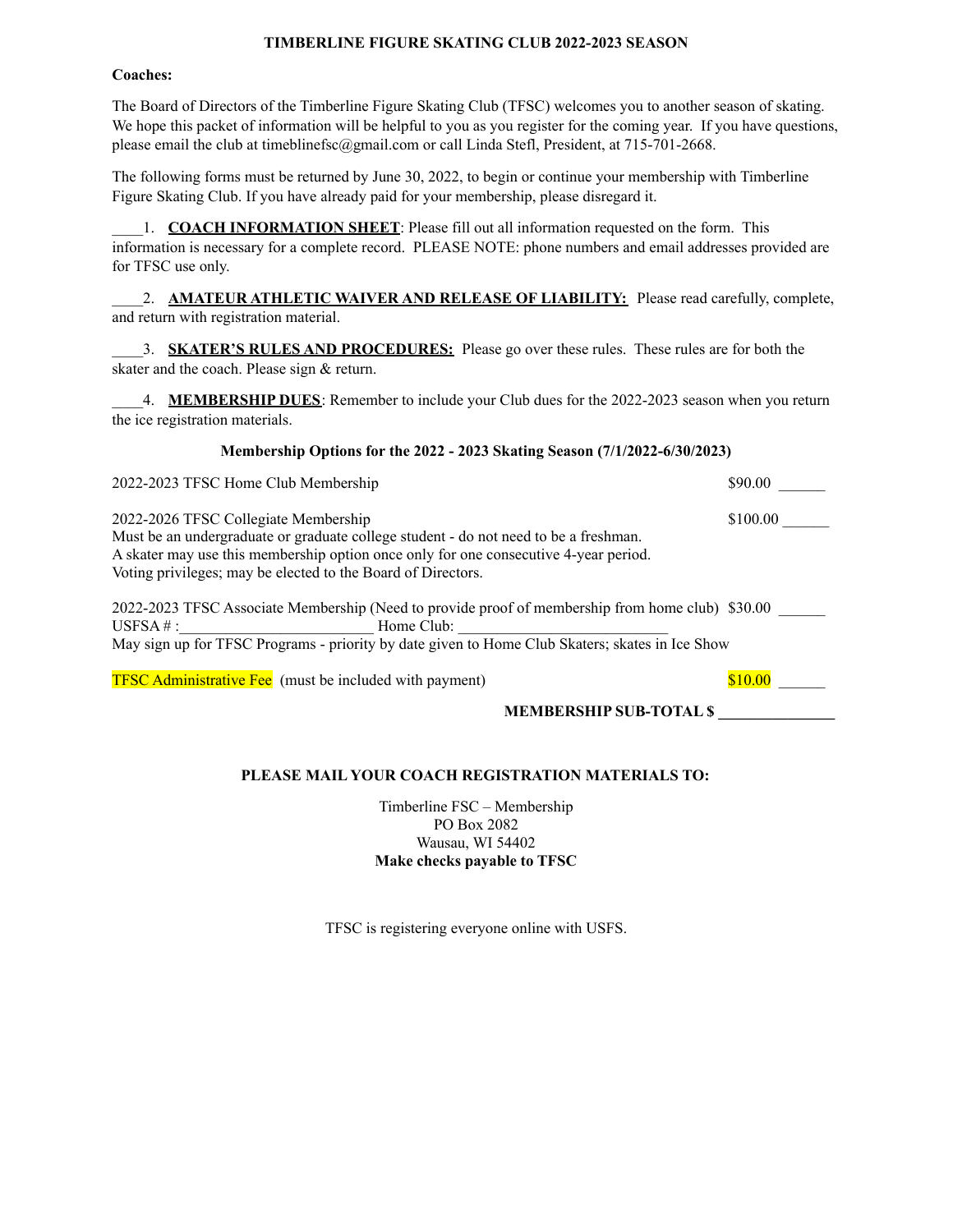**TIMBERLINE FIGURE SKATING CLUB 2022-2023 SEASON**

**Coaches:**

The Board of Directors of the Timberline Figure Skating Club (TFSC) welcomes you to another season of skating. We hope this packet of information will be helpful to you as you register for the coming year. If you have questions, please email the club at timeblinefsc@gmail.com or call Linda Stefl, President, at 715-701-2668.

The following forms must be returned by June 30, 2022, to begin or continue your membership with Timberline Figure Skating Club. If you have already paid for your membership, please disregard it.

____1. **COACH INFORMATION SHEET**: Please fill out all information requested on the form. This information is necessary for a complete record. PLEASE NOTE: phone numbers and email addresses provided are for TFSC use only.

____2. **AMATEUR ATHLETIC WAIVER AND RELEASE OF LIABILITY:** Please read carefully, complete, and return with registration material.

____3. **SKATER'S RULES AND PROCEDURES:** Please go over these rules. These rules are for both the skater and the coach. Please sign & return.

____4. **MEMBERSHIP DUES**: Remember to include your Club dues for the 2022-2023 season when you return the ice registration materials.

**Membership Options for the 2022 - 2023 Skating Season (7/1/2022-6/30/2023)**

2022-2023 TFSC Home Club Membership $90.00 ______

2022-2026 TFSC Collegiate Membership $100.00 ______
Must be an undergraduate or graduate college student - do not need to be a freshman.
A skater may use this membership option once only for one consecutive 4-year period.
Voting privileges; may be elected to the Board of Directors.

2022-2023 TFSC Associate Membership (Need to provide proof of membership from home club) $30.00 ______
USFSA # :_________________________ Home Club: ___________________________
May sign up for TFSC Programs - priority by date given to Home Club Skaters; skates in Ice Show

TFSC Administrative Fee (must be included with payment) $10.00 ______

**MEMBERSHIP SUB-TOTAL $ _______________**

**PLEASE MAIL YOUR COACH REGISTRATION MATERIALS TO:**

Timberline FSC – Membership
PO Box 2082
Wausau, WI 54402
**Make checks payable to TFSC**

TFSC is registering everyone online with USFS.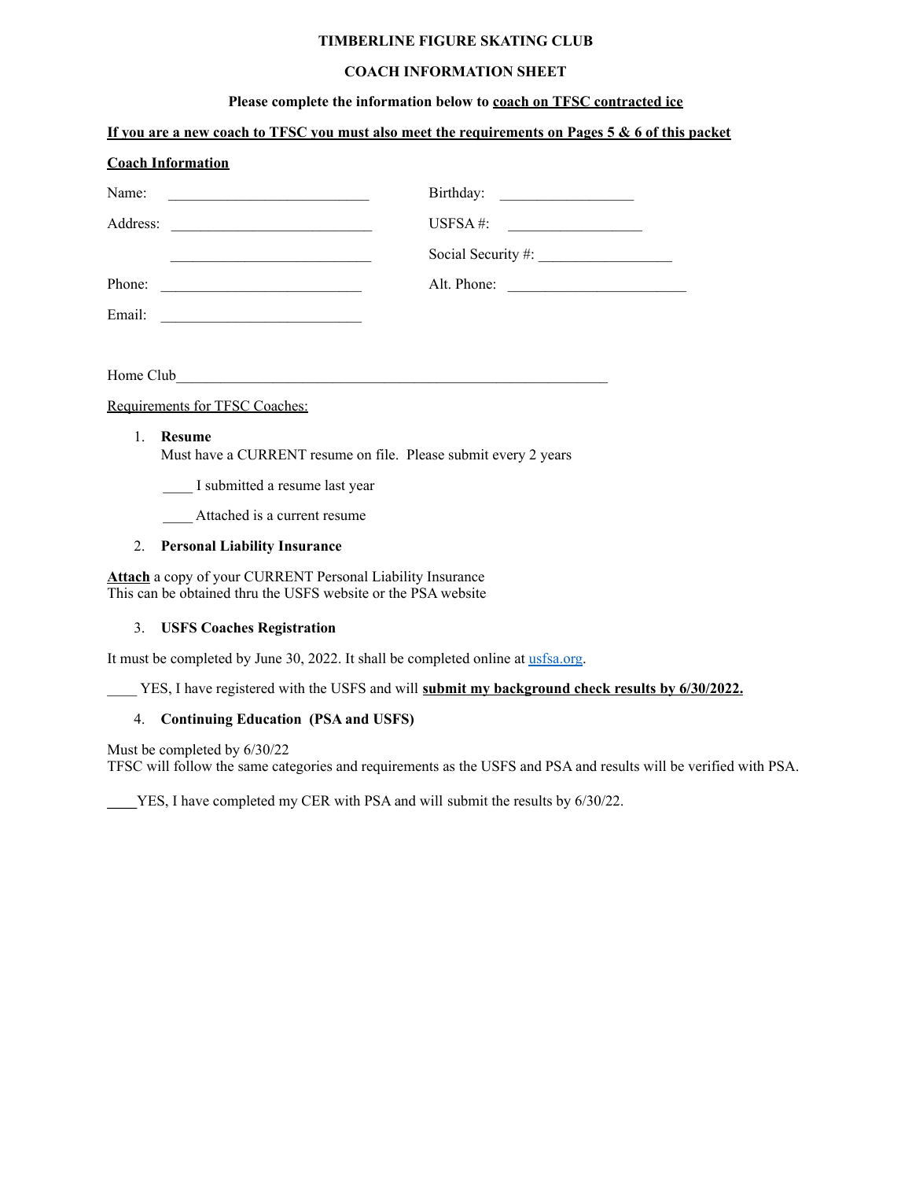**TIMBERLINE FIGURE SKATING CLUB**

**COACH INFORMATION SHEET**

**Please complete the information below to <u>coach on TFSC contracted ice</u>**

**<u>If you are a new coach to TFSC you must also meet the requirements on Pages 5 & 6 of this packet</u>**

**<u>Coach Information</u>**

Name: ___________________________ Birthday: __________________

Address: ___________________________ USFSA #: __________________

___________________________ Social Security #: __________________

Phone: ___________________________ Alt. Phone: ________________________

Email: ___________________________

Home Club__________________________________________________________

<u>Requirements for TFSC Coaches:</u>

1. **Resume**
   Must have a CURRENT resume on file. Please submit every 2 years

   ____ I submitted a resume last year

   ____ Attached is a current resume

2. **Personal Liability Insurance**

**<u>Attach</u>** a copy of your CURRENT Personal Liability Insurance
This can be obtained thru the USFS website or the PSA website

3. **USFS Coaches Registration**

It must be completed by June 30, 2022. It shall be completed online at usfsa.org.

____ YES, I have registered with the USFS and will **<u>submit my background check results by 6/30/2022.</u>**

4. **Continuing Education (PSA and USFS)**

Must be completed by 6/30/22
TFSC will follow the same categories and requirements as the USFS and PSA and results will be verified with PSA.

____YES, I have completed my CER with PSA and will submit the results by 6/30/22.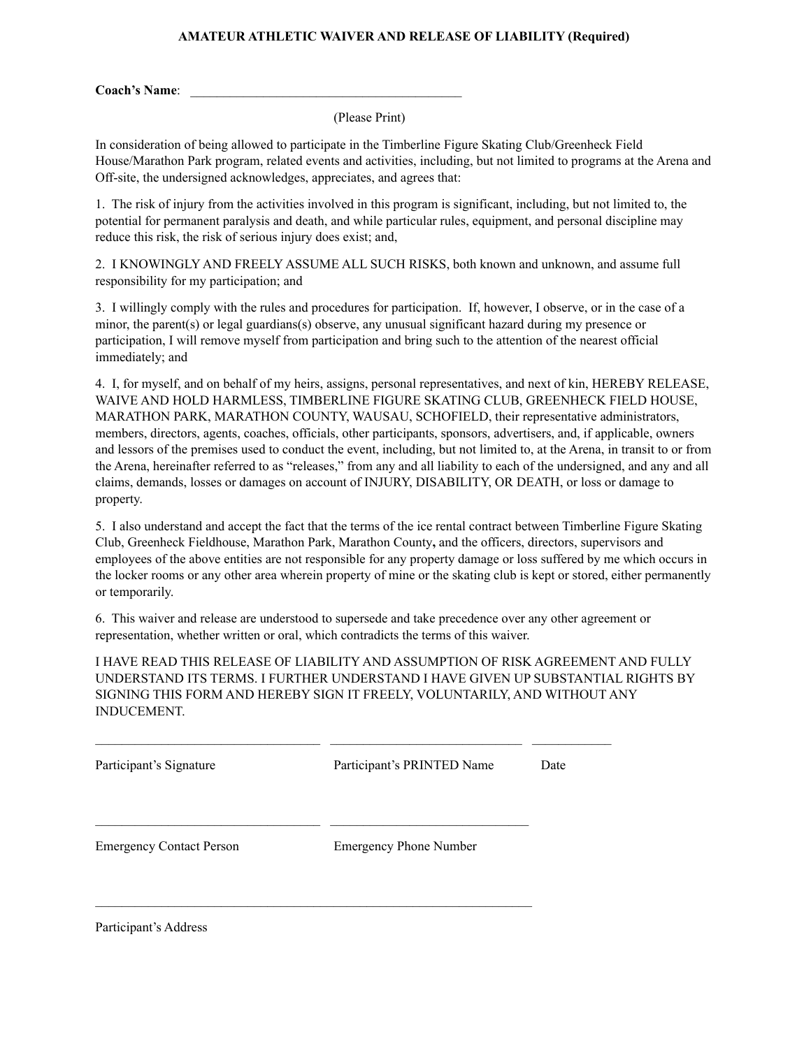**AMATEUR ATHLETIC WAIVER AND RELEASE OF LIABILITY (Required)**

**Coach's Name**: ________________________________________

(Please Print)

In consideration of being allowed to participate in the Timberline Figure Skating Club/Greenheck Field House/Marathon Park program, related events and activities, including, but not limited to programs at the Arena and Off-site, the undersigned acknowledges, appreciates, and agrees that:

1. The risk of injury from the activities involved in this program is significant, including, but not limited to, the potential for permanent paralysis and death, and while particular rules, equipment, and personal discipline may reduce this risk, the risk of serious injury does exist; and,

2. I KNOWINGLY AND FREELY ASSUME ALL SUCH RISKS, both known and unknown, and assume full responsibility for my participation; and

3. I willingly comply with the rules and procedures for participation. If, however, I observe, or in the case of a minor, the parent(s) or legal guardians(s) observe, any unusual significant hazard during my presence or participation, I will remove myself from participation and bring such to the attention of the nearest official immediately; and

4. I, for myself, and on behalf of my heirs, assigns, personal representatives, and next of kin, HEREBY RELEASE, WAIVE AND HOLD HARMLESS, TIMBERLINE FIGURE SKATING CLUB, GREENHECK FIELD HOUSE, MARATHON PARK, MARATHON COUNTY, WAUSAU, SCHOFIELD, their representative administrators, members, directors, agents, coaches, officials, other participants, sponsors, advertisers, and, if applicable, owners and lessors of the premises used to conduct the event, including, but not limited to, at the Arena, in transit to or from the Arena, hereinafter referred to as "releases," from any and all liability to each of the undersigned, and any and all claims, demands, losses or damages on account of INJURY, DISABILITY, OR DEATH, or loss or damage to property.

5. I also understand and accept the fact that the terms of the ice rental contract between Timberline Figure Skating Club, Greenheck Fieldhouse, Marathon Park, Marathon County**,** and the officers, directors, supervisors and employees of the above entities are not responsible for any property damage or loss suffered by me which occurs in the locker rooms or any other area wherein property of mine or the skating club is kept or stored, either permanently or temporarily.

6. This waiver and release are understood to supersede and take precedence over any other agreement or representation, whether written or oral, which contradicts the terms of this waiver.

I HAVE READ THIS RELEASE OF LIABILITY AND ASSUMPTION OF RISK AGREEMENT AND FULLY UNDERSTAND ITS TERMS. I FURTHER UNDERSTAND I HAVE GIVEN UP SUBSTANTIAL RIGHTS BY SIGNING THIS FORM AND HEREBY SIGN IT FREELY, VOLUNTARILY, AND WITHOUT ANY INDUCEMENT.

__________________________________ ______________________________ ____________

Participant's Signature Participant's PRINTED Name Date

__________________________________ ______________________________

Emergency Contact Person Emergency Phone Number

_________________________________________________________________

Participant's Address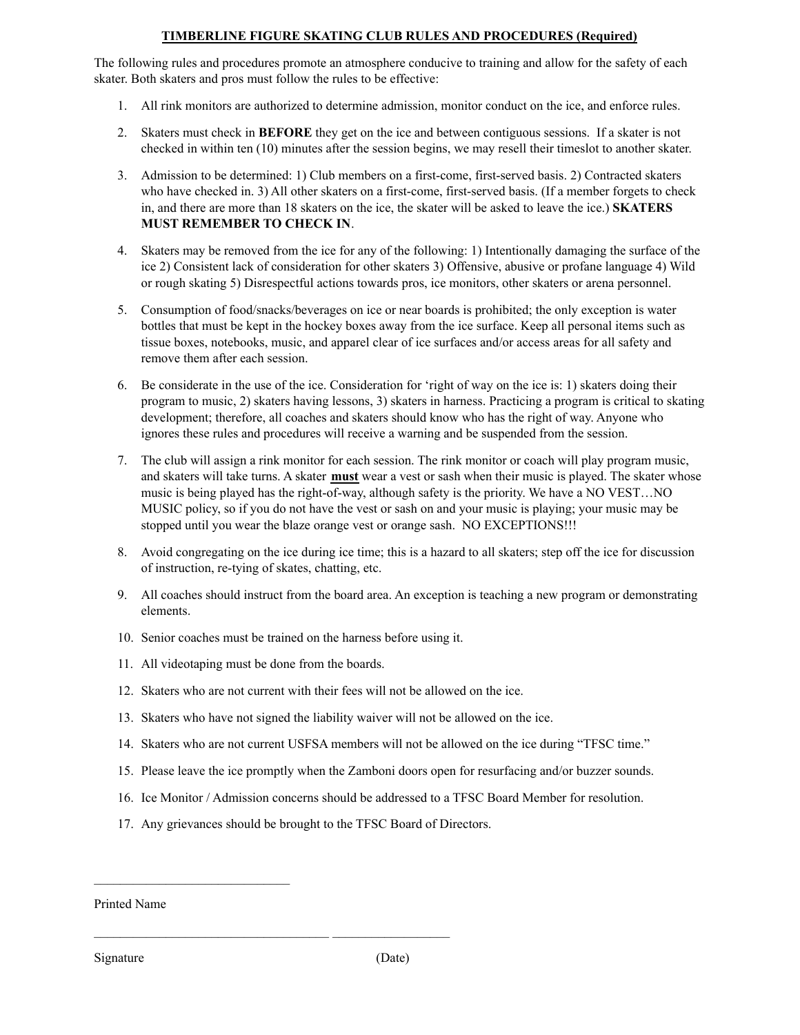**TIMBERLINE FIGURE SKATING CLUB RULES AND PROCEDURES (Required)**

The following rules and procedures promote an atmosphere conducive to training and allow for the safety of each skater. Both skaters and pros must follow the rules to be effective:

1. All rink monitors are authorized to determine admission, monitor conduct on the ice, and enforce rules.
2. Skaters must check in **BEFORE** they get on the ice and between contiguous sessions. If a skater is not checked in within ten (10) minutes after the session begins, we may resell their timeslot to another skater.
3. Admission to be determined: 1) Club members on a first-come, first-served basis. 2) Contracted skaters who have checked in. 3) All other skaters on a first-come, first-served basis. (If a member forgets to check in, and there are more than 18 skaters on the ice, the skater will be asked to leave the ice.) **SKATERS MUST REMEMBER TO CHECK IN**.
4. Skaters may be removed from the ice for any of the following: 1) Intentionally damaging the surface of the ice 2) Consistent lack of consideration for other skaters 3) Offensive, abusive or profane language 4) Wild or rough skating 5) Disrespectful actions towards pros, ice monitors, other skaters or arena personnel.
5. Consumption of food/snacks/beverages on ice or near boards is prohibited; the only exception is water bottles that must be kept in the hockey boxes away from the ice surface. Keep all personal items such as tissue boxes, notebooks, music, and apparel clear of ice surfaces and/or access areas for all safety and remove them after each session.
6. Be considerate in the use of the ice. Consideration for 'right of way on the ice is: 1) skaters doing their program to music, 2) skaters having lessons, 3) skaters in harness. Practicing a program is critical to skating development; therefore, all coaches and skaters should know who has the right of way. Anyone who ignores these rules and procedures will receive a warning and be suspended from the session.
7. The club will assign a rink monitor for each session. The rink monitor or coach will play program music, and skaters will take turns. A skater **must** wear a vest or sash when their music is played. The skater whose music is being played has the right-of-way, although safety is the priority. We have a NO VEST…NO MUSIC policy, so if you do not have the vest or sash on and your music is playing; your music may be stopped until you wear the blaze orange vest or orange sash. NO EXCEPTIONS!!!
8. Avoid congregating on the ice during ice time; this is a hazard to all skaters; step off the ice for discussion of instruction, re-tying of skates, chatting, etc.
9. All coaches should instruct from the board area. An exception is teaching a new program or demonstrating elements.
10. Senior coaches must be trained on the harness before using it.
11. All videotaping must be done from the boards.
12. Skaters who are not current with their fees will not be allowed on the ice.
13. Skaters who have not signed the liability waiver will not be allowed on the ice.
14. Skaters who are not current USFSA members will not be allowed on the ice during "TFSC time."
15. Please leave the ice promptly when the Zamboni doors open for resurfacing and/or buzzer sounds.
16. Ice Monitor / Admission concerns should be addressed to a TFSC Board Member for resolution.
17. Any grievances should be brought to the TFSC Board of Directors.

______________________________

Printed Name

____________________________________ __________________

Signature (Date)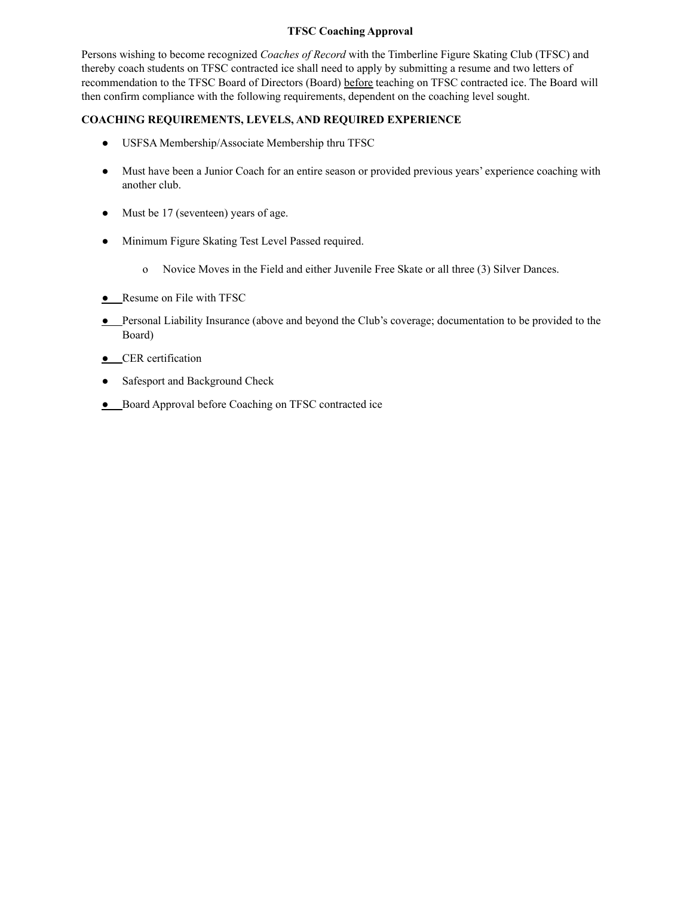**TFSC Coaching Approval**

Persons wishing to become recognized *Coaches of Record* with the Timberline Figure Skating Club (TFSC) and thereby coach students on TFSC contracted ice shall need to apply by submitting a resume and two letters of recommendation to the TFSC Board of Directors (Board) <u>before</u> teaching on TFSC contracted ice. The Board will then confirm compliance with the following requirements, dependent on the coaching level sought.

**COACHING REQUIREMENTS, LEVELS, AND REQUIRED EXPERIENCE**

- USFSA Membership/Associate Membership thru TFSC
- Must have been a Junior Coach for an entire season or provided previous years' experience coaching with another club.
- Must be 17 (seventeen) years of age.
- Minimum Figure Skating Test Level Passed required.
  - Novice Moves in the Field and either Juvenile Free Skate or all three (3) Silver Dances.
- Resume on File with TFSC
- Personal Liability Insurance (above and beyond the Club's coverage; documentation to be provided to the Board)
- CER certification
- Safesport and Background Check
- Board Approval before Coaching on TFSC contracted ice